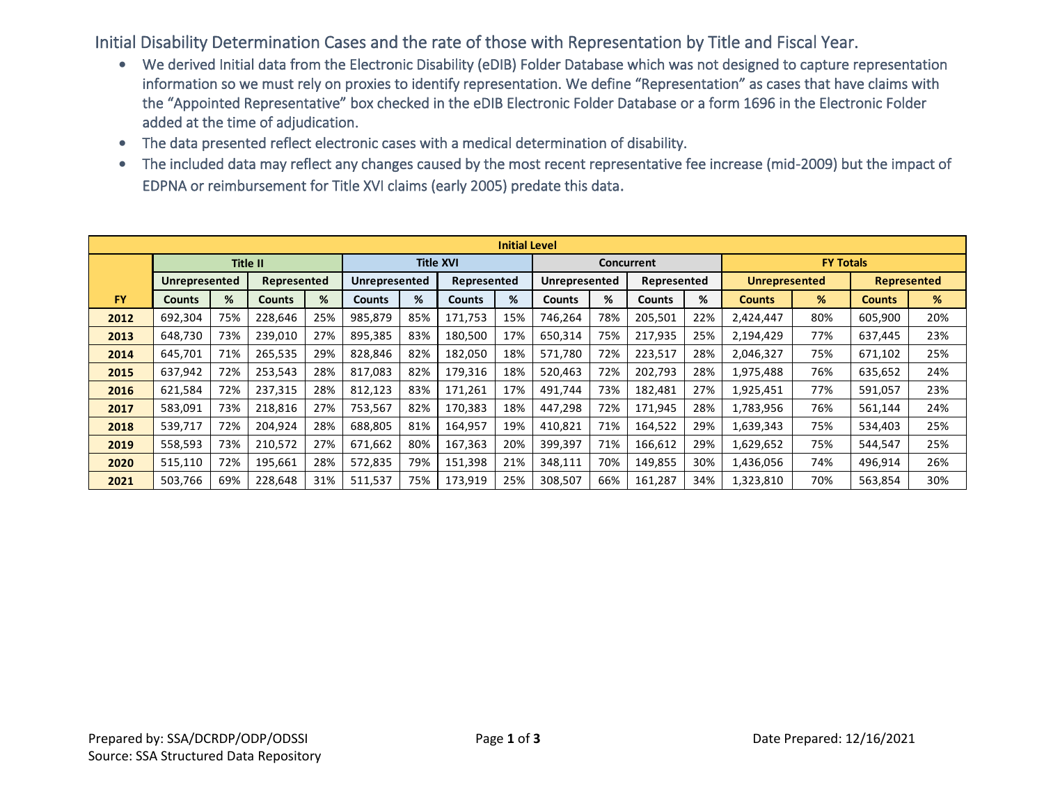Initial Disability Determination Cases and the rate of those with Representation by Title and Fiscal Year.

- We derived Initial data from the Electronic Disability (eDIB) Folder Database which was not designed to capture representation information so we must rely on proxies to identify representation. We define "Representation" as cases that have claims with the "Appointed Representative" box checked in the eDIB Electronic Folder Database or a form 1696 in the Electronic Folder added at the time of adjudication.
- The data presented reflect electronic cases with a medical determination of disability.
- The included data may reflect any changes caused by the most recent representative fee increase (mid-2009) but the impact of EDPNA or reimbursement for Title XVI claims (early 2005) predate this data.

| Initial Level | | | | | | | | | | | | | | | | |
|---|---|---|---|---|---|---|---|---|---|---|---|---|---|---|---|---|
| | Title II | | | | Title XVI | | | | Concurrent | | | | FY Totals | | | |
| | Unrepresented | | Represented | | Unrepresented | | Represented | | Unrepresented | | Represented | | Unrepresented | | Represented | |
| FY | Counts | % | Counts | % | Counts | % | Counts | % | Counts | % | Counts | % | Counts | % | Counts | % |
| 2012 | 692,304 | 75% | 228,646 | 25% | 985,879 | 85% | 171,753 | 15% | 746,264 | 78% | 205,501 | 22% | 2,424,447 | 80% | 605,900 | 20% |
| 2013 | 648,730 | 73% | 239,010 | 27% | 895,385 | 83% | 180,500 | 17% | 650,314 | 75% | 217,935 | 25% | 2,194,429 | 77% | 637,445 | 23% |
| 2014 | 645,701 | 71% | 265,535 | 29% | 828,846 | 82% | 182,050 | 18% | 571,780 | 72% | 223,517 | 28% | 2,046,327 | 75% | 671,102 | 25% |
| 2015 | 637,942 | 72% | 253,543 | 28% | 817,083 | 82% | 179,316 | 18% | 520,463 | 72% | 202,793 | 28% | 1,975,488 | 76% | 635,652 | 24% |
| 2016 | 621,584 | 72% | 237,315 | 28% | 812,123 | 83% | 171,261 | 17% | 491,744 | 73% | 182,481 | 27% | 1,925,451 | 77% | 591,057 | 23% |
| 2017 | 583,091 | 73% | 218,816 | 27% | 753,567 | 82% | 170,383 | 18% | 447,298 | 72% | 171,945 | 28% | 1,783,956 | 76% | 561,144 | 24% |
| 2018 | 539,717 | 72% | 204,924 | 28% | 688,805 | 81% | 164,957 | 19% | 410,821 | 71% | 164,522 | 29% | 1,639,343 | 75% | 534,403 | 25% |
| 2019 | 558,593 | 73% | 210,572 | 27% | 671,662 | 80% | 167,363 | 20% | 399,397 | 71% | 166,612 | 29% | 1,629,652 | 75% | 544,547 | 25% |
| 2020 | 515,110 | 72% | 195,661 | 28% | 572,835 | 79% | 151,398 | 21% | 348,111 | 70% | 149,855 | 30% | 1,436,056 | 74% | 496,914 | 26% |
| 2021 | 503,766 | 69% | 228,648 | 31% | 511,537 | 75% | 173,919 | 25% | 308,507 | 66% | 161,287 | 34% | 1,323,810 | 70% | 563,854 | 30% |

Prepared by: SSA/DCRDP/ODP/ODSSI
Source: SSA Structured Data Repository

Date Prepared: 12/16/2021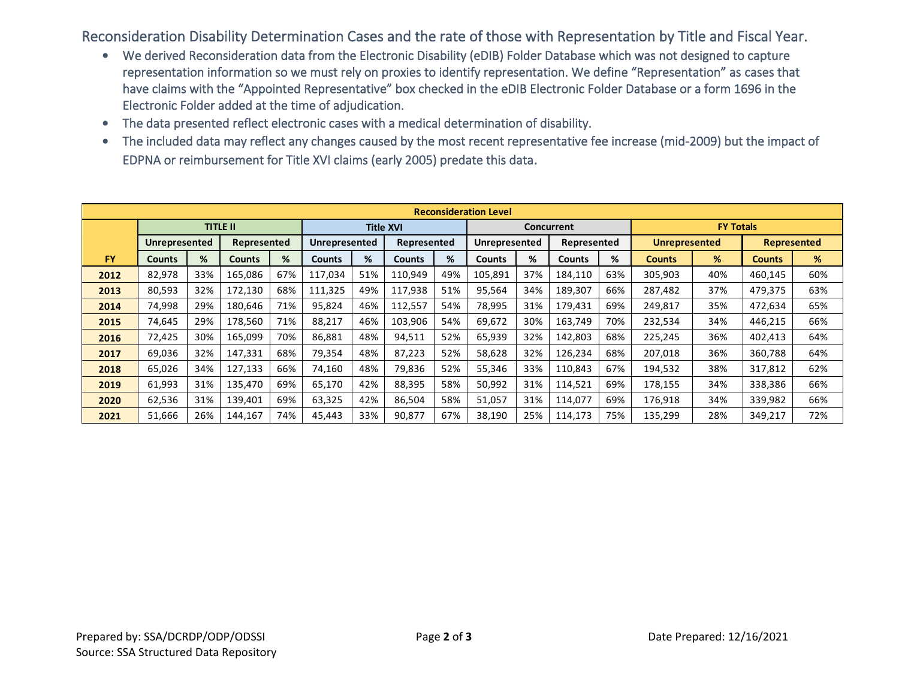Reconsideration Disability Determination Cases and the rate of those with Representation by Title and Fiscal Year.

- We derived Reconsideration data from the Electronic Disability (eDIB) Folder Database which was not designed to capture representation information so we must rely on proxies to identify representation. We define "Representation" as cases that have claims with the "Appointed Representative" box checked in the eDIB Electronic Folder Database or a form 1696 in the Electronic Folder added at the time of adjudication.
- The data presented reflect electronic cases with a medical determination of disability.
- The included data may reflect any changes caused by the most recent representative fee increase (mid-2009) but the impact of EDPNA or reimbursement for Title XVI claims (early 2005) predate this data.

| Reconsideration Level | | | | | | | | | | | | | | | | |
|---|---|---|---|---|---|---|---|---|---|---|---|---|---|---|---|---|
| | TITLE II | | | | Title XVI | | | | Concurrent | | | | FY Totals | | | |
| | Unrepresented | | Represented | | Unrepresented | | Represented | | Unrepresented | | Represented | | Unrepresented | | Represented | |
| FY | Counts | % | Counts | % | Counts | % | Counts | % | Counts | % | Counts | % | Counts | % | Counts | % |
| 2012 | 82,978 | 33% | 165,086 | 67% | 117,034 | 51% | 110,949 | 49% | 105,891 | 37% | 184,110 | 63% | 305,903 | 40% | 460,145 | 60% |
| 2013 | 80,593 | 32% | 172,130 | 68% | 111,325 | 49% | 117,938 | 51% | 95,564 | 34% | 189,307 | 66% | 287,482 | 37% | 479,375 | 63% |
| 2014 | 74,998 | 29% | 180,646 | 71% | 95,824 | 46% | 112,557 | 54% | 78,995 | 31% | 179,431 | 69% | 249,817 | 35% | 472,634 | 65% |
| 2015 | 74,645 | 29% | 178,560 | 71% | 88,217 | 46% | 103,906 | 54% | 69,672 | 30% | 163,749 | 70% | 232,534 | 34% | 446,215 | 66% |
| 2016 | 72,425 | 30% | 165,099 | 70% | 86,881 | 48% | 94,511 | 52% | 65,939 | 32% | 142,803 | 68% | 225,245 | 36% | 402,413 | 64% |
| 2017 | 69,036 | 32% | 147,331 | 68% | 79,354 | 48% | 87,223 | 52% | 58,628 | 32% | 126,234 | 68% | 207,018 | 36% | 360,788 | 64% |
| 2018 | 65,026 | 34% | 127,133 | 66% | 74,160 | 48% | 79,836 | 52% | 55,346 | 33% | 110,843 | 67% | 194,532 | 38% | 317,812 | 62% |
| 2019 | 61,993 | 31% | 135,470 | 69% | 65,170 | 42% | 88,395 | 58% | 50,992 | 31% | 114,521 | 69% | 178,155 | 34% | 338,386 | 66% |
| 2020 | 62,536 | 31% | 139,401 | 69% | 63,325 | 42% | 86,504 | 58% | 51,057 | 31% | 114,077 | 69% | 176,918 | 34% | 339,982 | 66% |
| 2021 | 51,666 | 26% | 144,167 | 74% | 45,443 | 33% | 90,877 | 67% | 38,190 | 25% | 114,173 | 75% | 135,299 | 28% | 349,217 | 72% |

Prepared by: SSA/DCRDP/ODP/ODSSI
Source: SSA Structured Data Repository

Date Prepared: 12/16/2021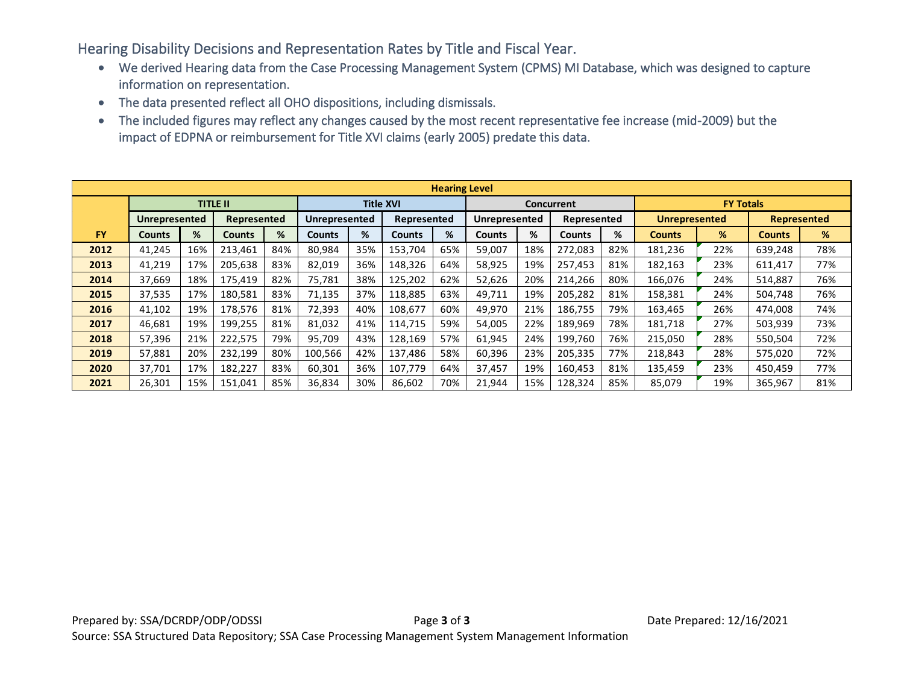## Hearing Disability Decisions and Representation Rates by Title and Fiscal Year.

- We derived Hearing data from the Case Processing Management System (CPMS) MI Database, which was designed to capture information on representation.
- The data presented reflect all OHO dispositions, including dismissals.
- The included figures may reflect any changes caused by the most recent representative fee increase (mid-2009) but the impact of EDPNA or reimbursement for Title XVI claims (early 2005) predate this data.

| Hearing Level | | | | | | | | | | | | | | | | |
|---|---|---|---|---|---|---|---|---|---|---|---|---|---|---|---|---|
| | TITLE II | | | | Title XVI | | | | Concurrent | | | | FY Totals | | | |
| | Unrepresented | | Represented | | Unrepresented | | Represented | | Unrepresented | | Represented | | Unrepresented | | Represented | |
| FY | Counts | % | Counts | % | Counts | % | Counts | % | Counts | % | Counts | % | Counts | % | Counts | % |
| 2012 | 41,245 | 16% | 213,461 | 84% | 80,984 | 35% | 153,704 | 65% | 59,007 | 18% | 272,083 | 82% | 181,236 | 22% | 639,248 | 78% |
| 2013 | 41,219 | 17% | 205,638 | 83% | 82,019 | 36% | 148,326 | 64% | 58,925 | 19% | 257,453 | 81% | 182,163 | 23% | 611,417 | 77% |
| 2014 | 37,669 | 18% | 175,419 | 82% | 75,781 | 38% | 125,202 | 62% | 52,626 | 20% | 214,266 | 80% | 166,076 | 24% | 514,887 | 76% |
| 2015 | 37,535 | 17% | 180,581 | 83% | 71,135 | 37% | 118,885 | 63% | 49,711 | 19% | 205,282 | 81% | 158,381 | 24% | 504,748 | 76% |
| 2016 | 41,102 | 19% | 178,576 | 81% | 72,393 | 40% | 108,677 | 60% | 49,970 | 21% | 186,755 | 79% | 163,465 | 26% | 474,008 | 74% |
| 2017 | 46,681 | 19% | 199,255 | 81% | 81,032 | 41% | 114,715 | 59% | 54,005 | 22% | 189,969 | 78% | 181,718 | 27% | 503,939 | 73% |
| 2018 | 57,396 | 21% | 222,575 | 79% | 95,709 | 43% | 128,169 | 57% | 61,945 | 24% | 199,760 | 76% | 215,050 | 28% | 550,504 | 72% |
| 2019 | 57,881 | 20% | 232,199 | 80% | 100,566 | 42% | 137,486 | 58% | 60,396 | 23% | 205,335 | 77% | 218,843 | 28% | 575,020 | 72% |
| 2020 | 37,701 | 17% | 182,227 | 83% | 60,301 | 36% | 107,779 | 64% | 37,457 | 19% | 160,453 | 81% | 135,459 | 23% | 450,459 | 77% |
| 2021 | 26,301 | 15% | 151,041 | 85% | 36,834 | 30% | 86,602 | 70% | 21,944 | 15% | 128,324 | 85% | 85,079 | 19% | 365,967 | 81% |

Prepared by: SSA/DCRDP/ODP/ODSSI

Date Prepared: 12/16/2021

Source: SSA Structured Data Repository; SSA Case Processing Management System Management Information